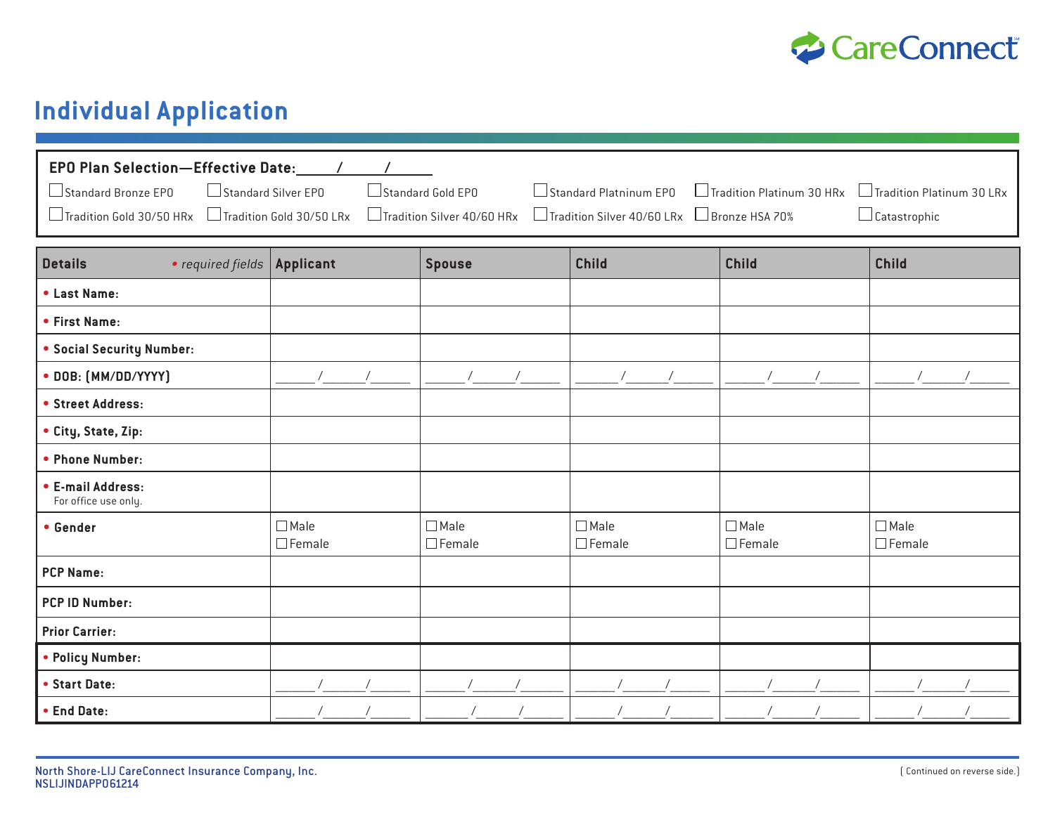CareConnect

# Individual Application

**EPO Plan Selection—Effective Date:\_\_\_\_\_/\_\_\_\_\_/\_\_\_\_\_**

☐ Standard Bronze EPO ☐ Standard Silver EPO ☐ Standard Gold EPO ☐ Standard Platninum EPO ☐ Tradition Platinum 30 HRx ☐ Tradition Platinum 30 LRx

☐ Tradition Gold 30/50 HRx ☐ Tradition Gold 30/50 LRx ☐ Tradition Silver 40/60 HRx ☐ Tradition Silver 40/60 LRx ☐ Bronze HSA 70% ☐ Catastrophic

| **Details** *• required fields* | **Applicant** | **Spouse** | **Child** | **Child** | **Child** |
|---|---|---|---|---|---|
| • **Last Name:** | | | | | |
| • **First Name:** | | | | | |
| • **Social Security Number:** | | | | | |
| • **DOB: (MM/DD/YYYY)** | \_\_\_/\_\_\_/\_\_\_ | \_\_\_/\_\_\_/\_\_\_ | \_\_\_/\_\_\_/\_\_\_ | \_\_\_/\_\_\_/\_\_\_ | \_\_\_/\_\_\_/\_\_\_ |
| • **Street Address:** | | | | | |
| • **City, State, Zip:** | | | | | |
| • **Phone Number:** | | | | | |
| • **E-mail Address:** For office use only. | | | | | |
| • **Gender** | ☐ Male ☐ Female | ☐ Male ☐ Female | ☐ Male ☐ Female | ☐ Male ☐ Female | ☐ Male ☐ Female |
| **PCP Name:** | | | | | |
| **PCP ID Number:** | | | | | |
| **Prior Carrier:** | | | | | |
| • **Policy Number:** | | | | | |
| • **Start Date:** | \_\_\_/\_\_\_/\_\_\_ | \_\_\_/\_\_\_/\_\_\_ | \_\_\_/\_\_\_/\_\_\_ | \_\_\_/\_\_\_/\_\_\_ | \_\_\_/\_\_\_/\_\_\_ |
| • **End Date:** | \_\_\_/\_\_\_/\_\_\_ | \_\_\_/\_\_\_/\_\_\_ | \_\_\_/\_\_\_/\_\_\_ | \_\_\_/\_\_\_/\_\_\_ | \_\_\_/\_\_\_/\_\_\_ |

North Shore-LIJ CareConnect Insurance Company, Inc.
NSLIJINDAPP061214

( Continued on reverse side.)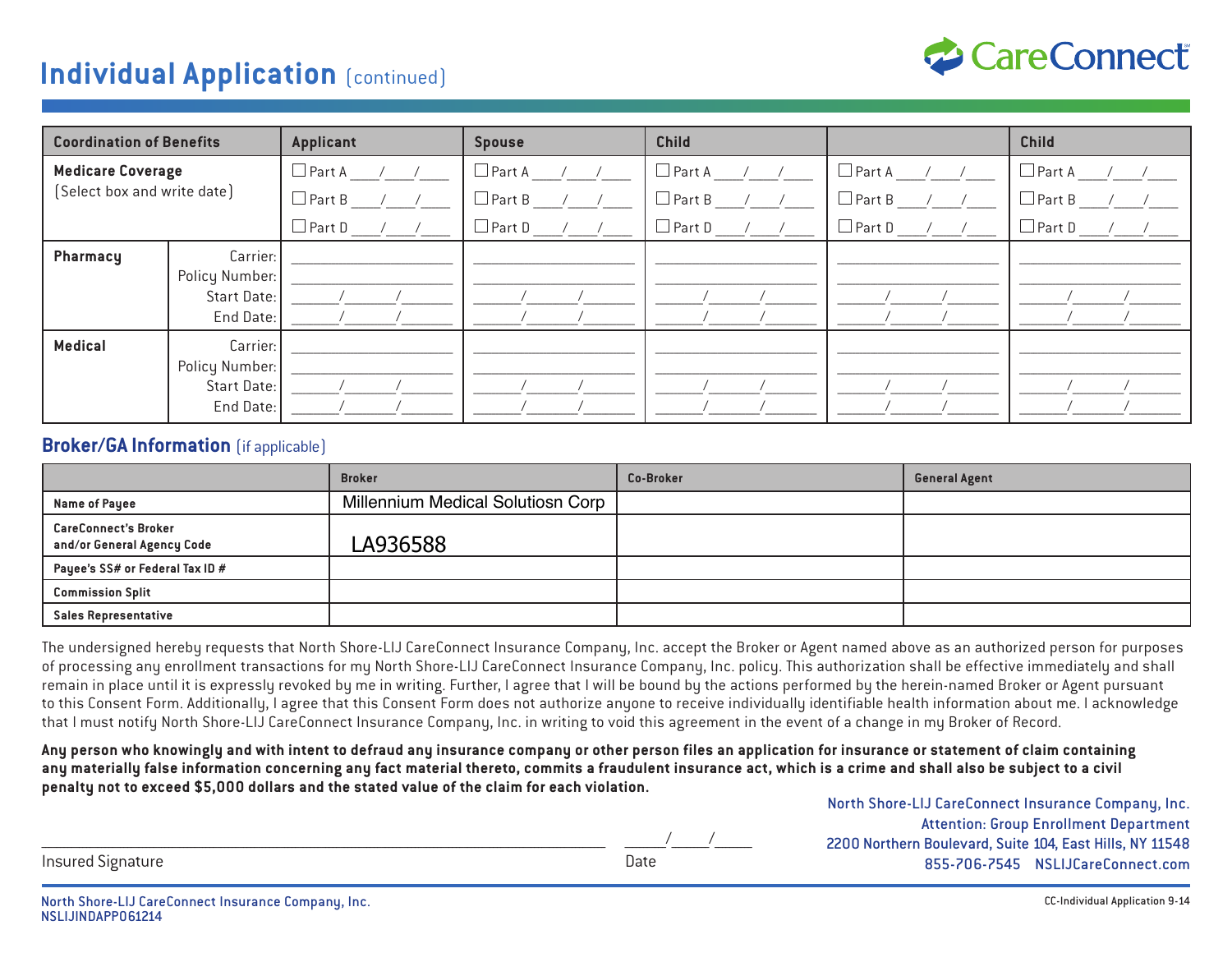# Individual Application (continued)

CareConnect

| Coordination of Benefits | | Applicant | Spouse | Child | | Child |
|---|---|---|---|---|---|---|
| **Medicare Coverage** (Select box and write date) | | ☐ Part A ___/___/___ ☐ Part B ___/___/___ ☐ Part D ___/___/___ | ☐ Part A ___/___/___ ☐ Part B ___/___/___ ☐ Part D ___/___/___ | ☐ Part A ___/___/___ ☐ Part B ___/___/___ ☐ Part D ___/___/___ | ☐ Part A ___/___/___ ☐ Part B ___/___/___ ☐ Part D ___/___/___ | ☐ Part A ___/___/___ ☐ Part B ___/___/___ ☐ Part D ___/___/___ |
| **Pharmacy** | Carrier: | | | | | |
| | Policy Number: | | | | | |
| | Start Date: | ___/___/___ | ___/___/___ | ___/___/___ | ___/___/___ | ___/___/___ |
| | End Date: | ___/___/___ | ___/___/___ | ___/___/___ | ___/___/___ | ___/___/___ |
| **Medical** | Carrier: | | | | | |
| | Policy Number: | | | | | |
| | Start Date: | ___/___/___ | ___/___/___ | ___/___/___ | ___/___/___ | ___/___/___ |
| | End Date: | ___/___/___ | ___/___/___ | ___/___/___ | ___/___/___ | ___/___/___ |

## Broker/GA Information (if applicable)

| | Broker | Co-Broker | General Agent |
|---|---|---|---|
| **Name of Payee** | Millennium Medical Solutiosn Corp | | |
| **CareConnect's Broker and/or General Agency Code** | LA936588 | | |
| **Payee's SS# or Federal Tax ID #** | | | |
| **Commission Split** | | | |
| **Sales Representative** | | | |

The undersigned hereby requests that North Shore-LIJ CareConnect Insurance Company, Inc. accept the Broker or Agent named above as an authorized person for purposes of processing any enrollment transactions for my North Shore-LIJ CareConnect Insurance Company, Inc. policy. This authorization shall be effective immediately and shall remain in place until it is expressly revoked by me in writing. Further, I agree that I will be bound by the actions performed by the herein-named Broker or Agent pursuant to this Consent Form. Additionally, I agree that this Consent Form does not authorize anyone to receive individually identifiable health information about me. I acknowledge that I must notify North Shore-LIJ CareConnect Insurance Company, Inc. in writing to void this agreement in the event of a change in my Broker of Record.

**Any person who knowingly and with intent to defraud any insurance company or other person files an application for insurance or statement of claim containing any materially false information concerning any fact material thereto, commits a fraudulent insurance act, which is a crime and shall also be subject to a civil penalty not to exceed $5,000 dollars and the stated value of the claim for each violation.**

______________________________ Insured Signature

___/___/___ Date

North Shore-LIJ CareConnect Insurance Company, Inc.
Attention: Group Enrollment Department
2200 Northern Boulevard, Suite 104, East Hills, NY 11548
855-706-7545 NSLIJCareConnect.com

North Shore-LIJ CareConnect Insurance Company, Inc.
NSLIJINDAPP061214

CC-Individual Application 9-14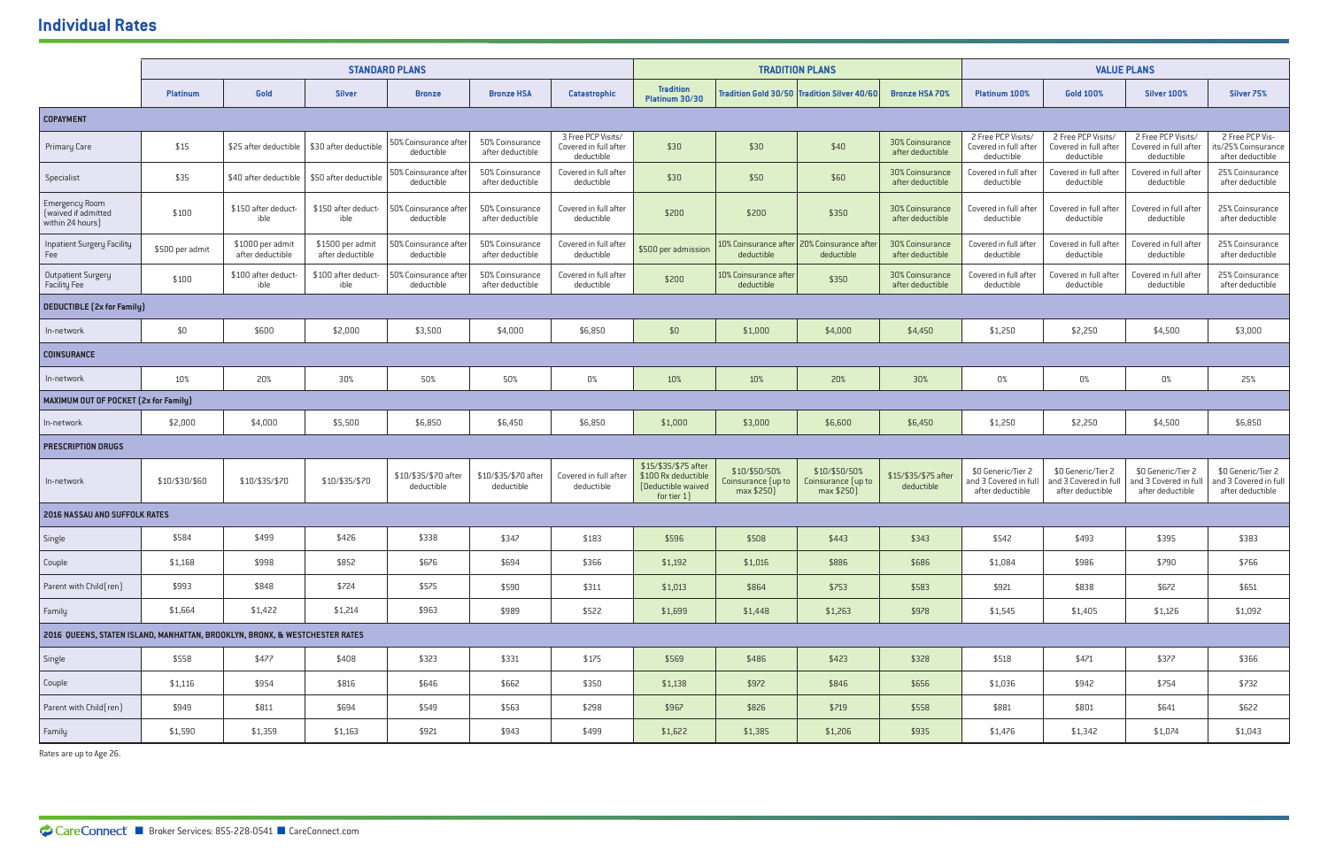## Individual Rates

| | STANDARD PLANS | | | | | | TRADITION PLANS | | | | VALUE PLANS | | | |
|---|---|---|---|---|---|---|---|---|---|---|---|---|---|---|
| | Platinum | Gold | Silver | Bronze | Bronze HSA | Catastrophic | Tradition Platinum 30/30 | Tradition Gold 30/50 | Tradition Silver 40/60 | Bronze HSA 70% | Platinum 100% | Gold 100% | Silver 100% | Silver 75% |
| **COPAYMENT** | | | | | | | | | | | | | | |
| Primary Care | $15 | $25 after deductible | $30 after deductible | 50% Coinsurance after deductible | 50% Coinsurance after deductible | 3 Free PCP Visits/ Covered in full after deductible | $30 | $30 | $40 | 30% Coinsurance after deductible | 2 Free PCP Visits/ Covered in full after deductible | 2 Free PCP Visits/ Covered in full after deductible | 2 Free PCP Visits/ Covered in full after deductible | 2 Free PCP Visits/25% Coinsurance after deductible |
| Specialist | $35 | $40 after deductible | $50 after deductible | 50% Coinsurance after deductible | 50% Coinsurance after deductible | Covered in full after deductible | $30 | $50 | $60 | 30% Coinsurance after deductible | Covered in full after deductible | Covered in full after deductible | Covered in full after deductible | 25% Coinsurance after deductible |
| Emergency Room (waived if admitted within 24 hours) | $100 | $150 after deductible | $150 after deductible | 50% Coinsurance after deductible | 50% Coinsurance after deductible | Covered in full after deductible | $200 | $200 | $350 | 30% Coinsurance after deductible | Covered in full after deductible | Covered in full after deductible | Covered in full after deductible | 25% Coinsurance after deductible |
| Inpatient Surgery Facility Fee | $500 per admit | $1000 per admit after deductible | $1500 per admit after deductible | 50% Coinsurance after deductible | 50% Coinsurance after deductible | Covered in full after deductible | $500 per admission | 10% Coinsurance after deductible | 20% Coinsurance after deductible | 30% Coinsurance after deductible | Covered in full after deductible | Covered in full after deductible | Covered in full after deductible | 25% Coinsurance after deductible |
| Outpatient Surgery Facility Fee | $100 | $100 after deductible | $100 after deductible | 50% Coinsurance after deductible | 50% Coinsurance after deductible | Covered in full after deductible | $200 | 10% Coinsurance after deductible | $350 | 30% Coinsurance after deductible | Covered in full after deductible | Covered in full after deductible | Covered in full after deductible | 25% Coinsurance after deductible |
| **DEDUCTIBLE (2x for Family)** | | | | | | | | | | | | | | |
| In-network | $0 | $600 | $2,000 | $3,500 | $4,000 | $6,850 | $0 | $1,000 | $4,000 | $4,450 | $1,250 | $2,250 | $4,500 | $3,000 |
| **COINSURANCE** | | | | | | | | | | | | | | |
| In-network | 10% | 20% | 30% | 50% | 50% | 0% | 10% | 10% | 20% | 30% | 0% | 0% | 0% | 25% |
| **MAXIMUM OUT OF POCKET (2x for Family)** | | | | | | | | | | | | | | |
| In-network | $2,000 | $4,000 | $5,500 | $6,850 | $6,450 | $6,850 | $1,000 | $3,000 | $6,600 | $6,450 | $1,250 | $2,250 | $4,500 | $6,850 |
| **PRESCRIPTION DRUGS** | | | | | | | | | | | | | | |
| In-network | $10/$30/$60 | $10/$35/$70 | $10/$35/$70 | $10/$35/$70 after deductible | $10/$35/$70 after deductible | Covered in full after deductible | $15/$35/$75 after $100 Rx deductible (Deductible waived for tier 1) | $10/$50/50% Coinsurance (up to max $250) | $10/$50/50% Coinsurance (up to max $250) | $15/$35/$75 after deductible | $0 Generic/Tier 2 and 3 Covered in full after deductible | $0 Generic/Tier 2 and 3 Covered in full after deductible | $0 Generic/Tier 2 and 3 Covered in full after deductible | $0 Generic/Tier 2 and 3 Covered in full after deductible |
| **2016 NASSAU AND SUFFOLK RATES** | | | | | | | | | | | | | | |
| Single | $584 | $499 | $426 | $338 | $347 | $183 | $596 | $508 | $443 | $343 | $542 | $493 | $395 | $383 |
| Couple | $1,168 | $998 | $852 | $676 | $694 | $366 | $1,192 | $1,016 | $886 | $686 | $1,084 | $986 | $790 | $766 |
| Parent with Child(ren) | $993 | $848 | $724 | $575 | $590 | $311 | $1,013 | $864 | $753 | $583 | $921 | $838 | $672 | $651 |
| Family | $1,664 | $1,422 | $1,214 | $963 | $989 | $522 | $1,699 | $1,448 | $1,263 | $978 | $1,545 | $1,405 | $1,126 | $1,092 |
| **2016 QUEENS, STATEN ISLAND, MANHATTAN, BROOKLYN, BRONX, & WESTCHESTER RATES** | | | | | | | | | | | | | | |
| Single | $558 | $477 | $408 | $323 | $331 | $175 | $569 | $486 | $423 | $328 | $518 | $471 | $377 | $366 |
| Couple | $1,116 | $954 | $816 | $646 | $662 | $350 | $1,138 | $972 | $846 | $656 | $1,036 | $942 | $754 | $732 |
| Parent with Child(ren) | $949 | $811 | $694 | $549 | $563 | $298 | $967 | $826 | $719 | $558 | $881 | $801 | $641 | $622 |
| Family | $1,590 | $1,359 | $1,163 | $921 | $943 | $499 | $1,622 | $1,385 | $1,206 | $935 | $1,476 | $1,342 | $1,074 | $1,043 |

Rates are up to Age 26.

CareConnect ■ Broker Services: 855-228-0541 ■ CareConnect.com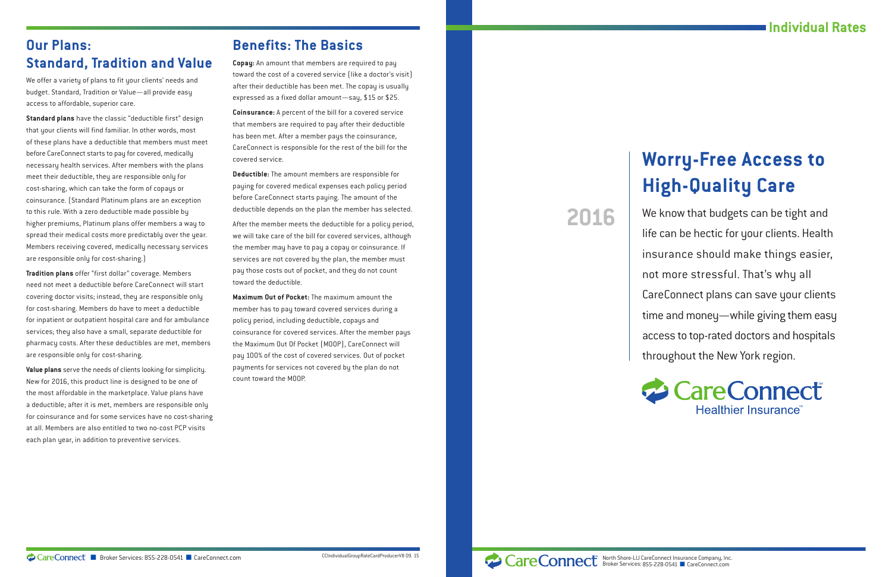## Our Plans: Standard, Tradition and Value

We offer a variety of plans to fit your clients' needs and budget. Standard, Tradition or Value—all provide easy access to affordable, superior care.

**Standard plans** have the classic "deductible first" design that your clients will find familiar. In other words, most of these plans have a deductible that members must meet before CareConnect starts to pay for covered, medically necessary health services. After members with the plans meet their deductible, they are responsible only for cost-sharing, which can take the form of copays or coinsurance. (Standard Platinum plans are an exception to this rule. With a zero deductible made possible by higher premiums, Platinum plans offer members a way to spread their medical costs more predictably over the year. Members receiving covered, medically necessary services are responsible only for cost-sharing.)

**Tradition plans** offer "first dollar" coverage. Members need not meet a deductible before CareConnect will start covering doctor visits; instead, they are responsible only for cost-sharing. Members do have to meet a deductible for inpatient or outpatient hospital care and for ambulance services; they also have a small, separate deductible for pharmacy costs. After these deductibles are met, members are responsible only for cost-sharing.

**Value plans** serve the needs of clients looking for simplicity. New for 2016, this product line is designed to be one of the most affordable in the marketplace. Value plans have a deductible; after it is met, members are responsible only for coinsurance and for some services have no cost-sharing at all. Members are also entitled to two no-cost PCP visits each plan year, in addition to preventive services.

## Benefits: The Basics

**Copay:** An amount that members are required to pay toward the cost of a covered service (like a doctor's visit) after their deductible has been met. The copay is usually expressed as a fixed dollar amount—say, $15 or $25.

**Coinsurance:** A percent of the bill for a covered service that members are required to pay after their deductible has been met. After a member pays the coinsurance, CareConnect is responsible for the rest of the bill for the covered service.

**Deductible:** The amount members are responsible for paying for covered medical expenses each policy period before CareConnect starts paying. The amount of the deductible depends on the plan the member has selected.

After the member meets the deductible for a policy period, we will take care of the bill for covered services, although the member may have to pay a copay or coinsurance. If services are not covered by the plan, the member must pay those costs out of pocket, and they do not count toward the deductible.

**Maximum Out of Pocket:** The maximum amount the member has to pay toward covered services during a policy period, including deductible, copays and coinsurance for covered services. After the member pays the Maximum Out Of Pocket (MOOP), CareConnect will pay 100% of the cost of covered services. Out of pocket payments for services not covered by the plan do not count toward the MOOP.

CareConnect ■ Broker Services: 855-228-0541 ■ CareConnect.com

CCIndividualGroupRateCardProducerV8 09_15

**Individual Rates**

2016

# Worry-Free Access to High-Quality Care

We know that budgets can be tight and life can be hectic for your clients. Health insurance should make things easier, not more stressful. That's why all CareConnect plans can save your clients time and money—while giving them easy access to top-rated doctors and hospitals throughout the New York region.

CareConnect
Healthier Insurance™

CareConnect North Shore-LIJ CareConnect Insurance Company, Inc.
Broker Services: 855-228-0541 ■ CareConnect.com